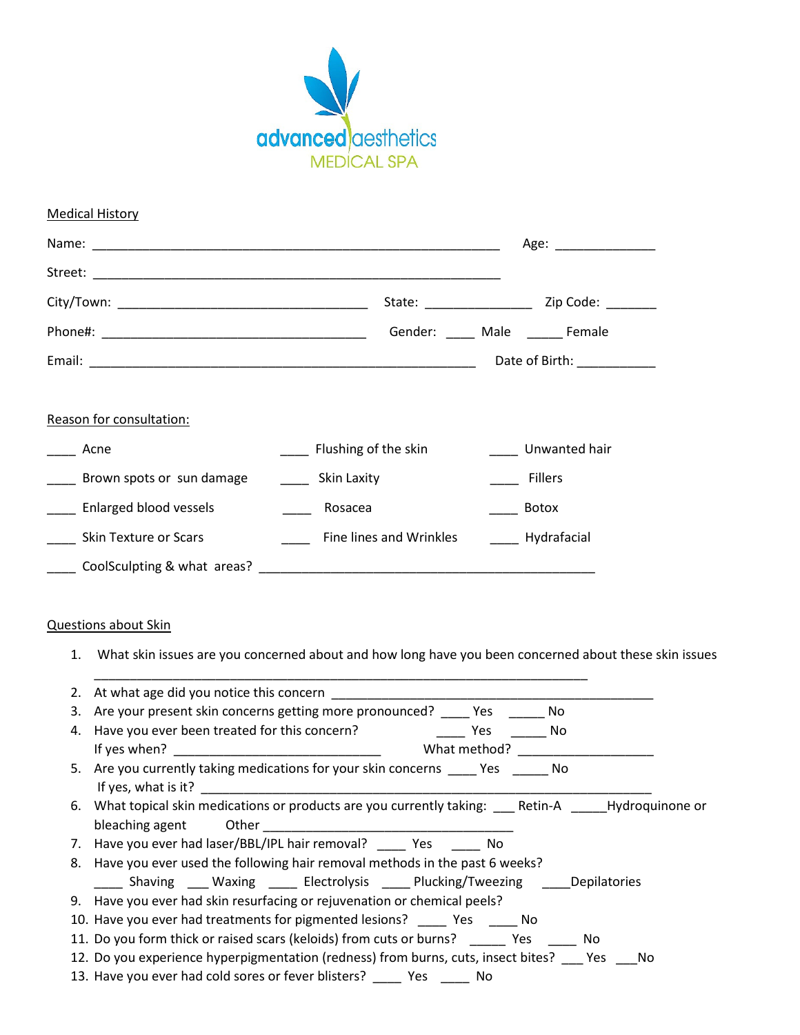advanced aesthetics
MEDICAL SPA

## Medical History

Name: ___________________________________________________________ Age: ______________

Street: ___________________________________________________________

City/Town: ____________________________________ State: _______________ Zip Code: _______

Phone#: _______________________________________ Gender: ____ Male _____ Female

Email: _________________________________________________________ Date of Birth: ___________

## Reason for consultation:

____ Acne ____ Flushing of the skin ____ Unwanted hair

____ Brown spots or sun damage ____ Skin Laxity ____ Fillers

____ Enlarged blood vessels ____ Rosacea ____ Botox

____ Skin Texture or Scars ____ Fine lines and Wrinkles ____ Hydrafacial

____ CoolSculpting & what areas? _________________________________________________

## Questions about Skin

1. What skin issues are you concerned about and how long have you been concerned about these skin issues
   _________________________________________________________________________
2. At what age did you notice this concern _____________________________________________
3. Are your present skin concerns getting more pronounced? ____ Yes _____ No
4. Have you ever been treated for this concern? ____ Yes _____ No
   If yes when? ______________________________ What method? ____________________
5. Are you currently taking medications for your skin concerns ____ Yes _____ No
   If yes, what is it? ___________________________________________________________________
6. What topical skin medications or products are you currently taking: ___ Retin-A _____Hydroquinone or bleaching agent Other ____________________________________
7. Have you ever had laser/BBL/IPL hair removal? ____ Yes ____ No
8. Have you ever used the following hair removal methods in the past 6 weeks?
   ____ Shaving ___ Waxing ____ Electrolysis ____ Plucking/Tweezing ____Depilatories
9. Have you ever had skin resurfacing or rejuvenation or chemical peels?
10. Have you ever had treatments for pigmented lesions? ____ Yes ____ No
11. Do you form thick or raised scars (keloids) from cuts or burns? _____ Yes ____ No
12. Do you experience hyperpigmentation (redness) from burns, cuts, insect bites? ___ Yes ___No
13. Have you ever had cold sores or fever blisters? ____ Yes ____ No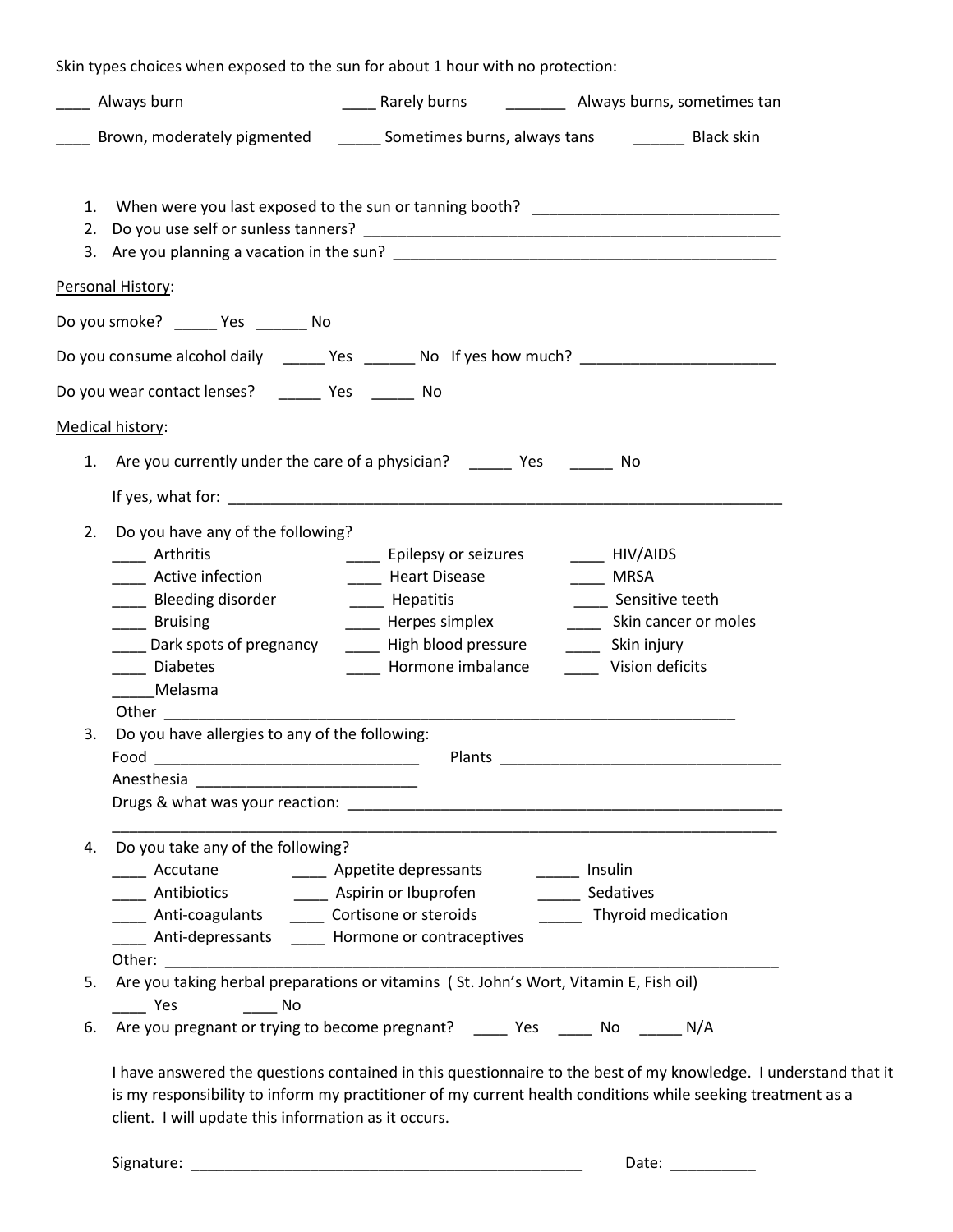Skin types choices when exposed to the sun for about 1 hour with no protection:

____ Always burn ____ Rarely burns _______ Always burns, sometimes tan

____ Brown, moderately pigmented _____ Sometimes burns, always tans ______ Black skin

1. When were you last exposed to the sun or tanning booth? ______________________________
2. Do you use self or sunless tanners? ____________________________________________________
3. Are you planning a vacation in the sun? ______________________________________________

<u>Personal History</u>:

Do you smoke? _____ Yes ______ No

Do you consume alcohol daily _____ Yes ______ No If yes how much? _______________________

Do you wear contact lenses? _____ Yes _____ No

<u>Medical history</u>:

1. Are you currently under the care of a physician? _____ Yes _____ No

   If yes, what for: _____________________________________________________________________

2. Do you have any of the following?

   ____ Arthritis ____ Epilepsy or seizures ____ HIV/AIDS
   ____ Active infection ____ Heart Disease ____ MRSA
   ____ Bleeding disorder ____ Hepatitis ____ Sensitive teeth
   ____ Bruising ____ Herpes simplex ____ Skin cancer or moles
   ____ Dark spots of pregnancy ____ High blood pressure ____ Skin injury
   ____ Diabetes ____ Hormone imbalance ____ Vision deficits
   _____Melasma
   Other ______________________________________________________________________

3. Do you have allergies to any of the following:

   Food ______________________________ Plants ___________________________________
   Anesthesia __________________________
   Drugs & what was your reaction: ____________________________________________________
   _________________________________________________________________________________

4. Do you take any of the following?

   ____ Accutane ____ Appetite depressants _____ Insulin
   ____ Antibiotics ____ Aspirin or Ibuprofen _____ Sedatives
   ____ Anti-coagulants ____ Cortisone or steroids _____ Thyroid medication
   ____ Anti-depressants ____ Hormone or contraceptives
   Other: ________________________________________________________________________

5. Are you taking herbal preparations or vitamins ( St. John's Wort, Vitamin E, Fish oil)

   ____ Yes ____ No

6. Are you pregnant or trying to become pregnant? ____ Yes ____ No _____ N/A

I have answered the questions contained in this questionnaire to the best of my knowledge. I understand that it is my responsibility to inform my practitioner of my current health conditions while seeking treatment as a client. I will update this information as it occurs.

Signature: ______________________________________________ Date: __________